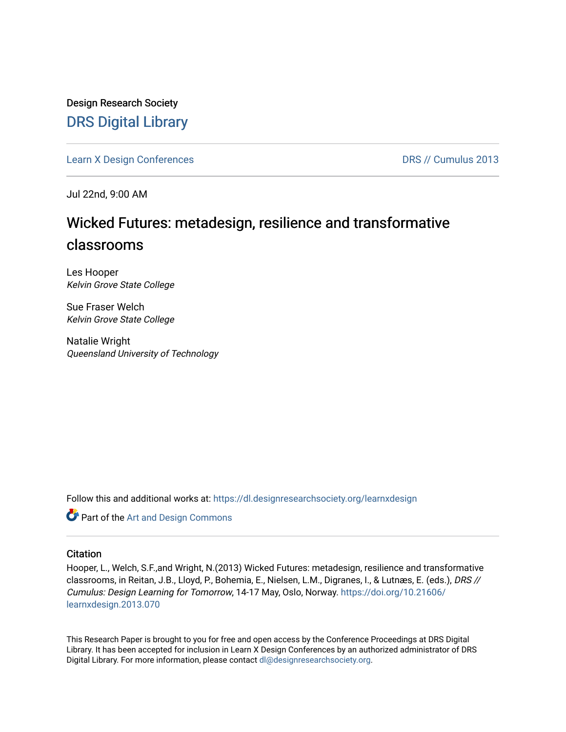Design Research Society

# DRS Digital Library

Learn X Design Conferences | DRS // Cumulus 2013

Jul 22nd, 9:00 AM

## Wicked Futures: metadesign, resilience and transformative classrooms

Les Hooper
*Kelvin Grove State College*

Sue Fraser Welch
*Kelvin Grove State College*

Natalie Wright
*Queensland University of Technology*

Follow this and additional works at: https://dl.designresearchsociety.org/learnxdesign

Part of the Art and Design Commons

### Citation

Hooper, L., Welch, S.F.,and Wright, N.(2013) Wicked Futures: metadesign, resilience and transformative classrooms, in Reitan, J.B., Lloyd, P., Bohemia, E., Nielsen, L.M., Digranes, I., & Lutnæs, E. (eds.), *DRS // Cumulus: Design Learning for Tomorrow*, 14-17 May, Oslo, Norway. https://doi.org/10.21606/learnxdesign.2013.070

This Research Paper is brought to you for free and open access by the Conference Proceedings at DRS Digital Library. It has been accepted for inclusion in Learn X Design Conferences by an authorized administrator of DRS Digital Library. For more information, please contact dl@designresearchsociety.org.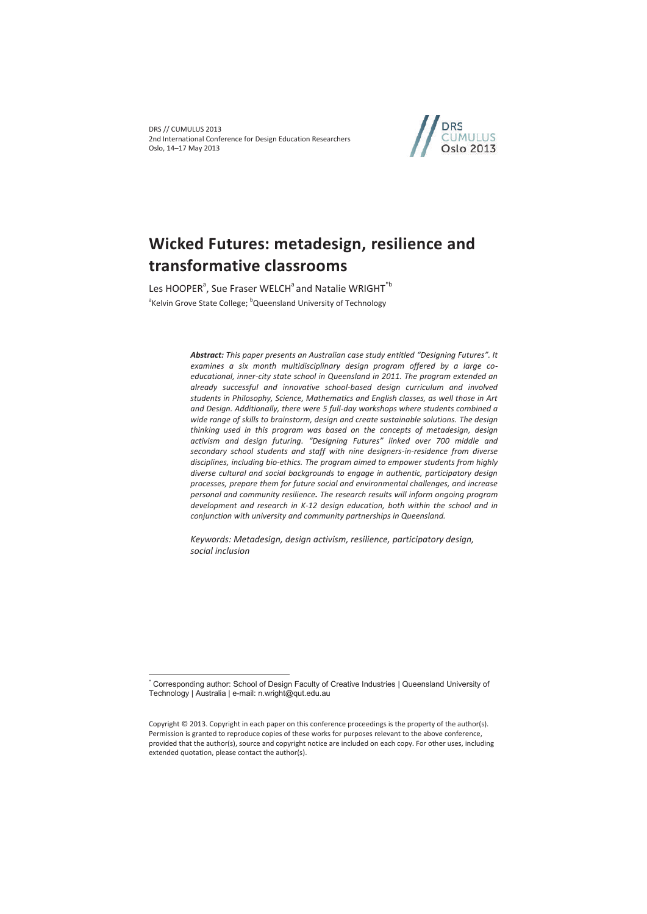DRS // CUMULUS 2013
2nd International Conference for Design Education Researchers
Oslo, 14–17 May 2013

# Wicked Futures: metadesign, resilience and transformative classrooms

Les HOOPER[a], Sue Fraser WELCH[a] and Natalie WRIGHT[*b]

[a]Kelvin Grove State College; [b]Queensland University of Technology

***Abstract:*** *This paper presents an Australian case study entitled "Designing Futures". It examines a six month multidisciplinary design program offered by a large co-educational, inner-city state school in Queensland in 2011. The program extended an already successful and innovative school-based design curriculum and involved students in Philosophy, Science, Mathematics and English classes, as well those in Art and Design. Additionally, there were 5 full-day workshops where students combined a wide range of skills to brainstorm, design and create sustainable solutions. The design thinking used in this program was based on the concepts of metadesign, design activism and design futuring. "Designing Futures" linked over 700 middle and secondary school students and staff with nine designers-in-residence from diverse disciplines, including bio-ethics. The program aimed to empower students from highly diverse cultural and social backgrounds to engage in authentic, participatory design processes, prepare them for future social and environmental challenges, and increase personal and community resilience. The research results will inform ongoing program development and research in K-12 design education, both within the school and in conjunction with university and community partnerships in Queensland.*

*Keywords: Metadesign, design activism, resilience, participatory design, social inclusion*

[*] Corresponding author: School of Design Faculty of Creative Industries | Queensland University of Technology | Australia | e-mail: n.wright@qut.edu.au

Copyright © 2013. Copyright in each paper on this conference proceedings is the property of the author(s). Permission is granted to reproduce copies of these works for purposes relevant to the above conference, provided that the author(s), source and copyright notice are included on each copy. For other uses, including extended quotation, please contact the author(s).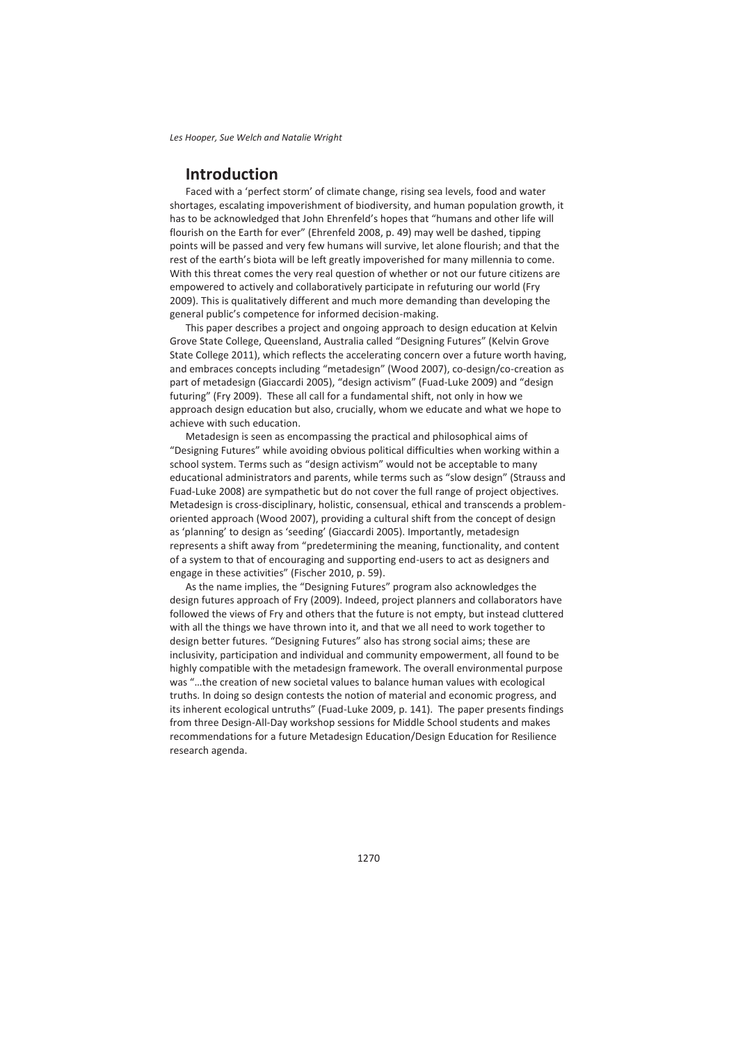## Introduction

Faced with a 'perfect storm' of climate change, rising sea levels, food and water shortages, escalating impoverishment of biodiversity, and human population growth, it has to be acknowledged that John Ehrenfeld's hopes that "humans and other life will flourish on the Earth for ever" (Ehrenfeld 2008, p. 49) may well be dashed, tipping points will be passed and very few humans will survive, let alone flourish; and that the rest of the earth's biota will be left greatly impoverished for many millennia to come. With this threat comes the very real question of whether or not our future citizens are empowered to actively and collaboratively participate in refuturing our world (Fry 2009). This is qualitatively different and much more demanding than developing the general public's competence for informed decision-making.

This paper describes a project and ongoing approach to design education at Kelvin Grove State College, Queensland, Australia called "Designing Futures" (Kelvin Grove State College 2011), which reflects the accelerating concern over a future worth having, and embraces concepts including "metadesign" (Wood 2007), co-design/co-creation as part of metadesign (Giaccardi 2005), "design activism" (Fuad-Luke 2009) and "design futuring" (Fry 2009). These all call for a fundamental shift, not only in how we approach design education but also, crucially, whom we educate and what we hope to achieve with such education.

Metadesign is seen as encompassing the practical and philosophical aims of "Designing Futures" while avoiding obvious political difficulties when working within a school system. Terms such as "design activism" would not be acceptable to many educational administrators and parents, while terms such as "slow design" (Strauss and Fuad-Luke 2008) are sympathetic but do not cover the full range of project objectives. Metadesign is cross-disciplinary, holistic, consensual, ethical and transcends a problem-oriented approach (Wood 2007), providing a cultural shift from the concept of design as 'planning' to design as 'seeding' (Giaccardi 2005). Importantly, metadesign represents a shift away from "predetermining the meaning, functionality, and content of a system to that of encouraging and supporting end-users to act as designers and engage in these activities" (Fischer 2010, p. 59).

As the name implies, the "Designing Futures" program also acknowledges the design futures approach of Fry (2009). Indeed, project planners and collaborators have followed the views of Fry and others that the future is not empty, but instead cluttered with all the things we have thrown into it, and that we all need to work together to design better futures. "Designing Futures" also has strong social aims; these are inclusivity, participation and individual and community empowerment, all found to be highly compatible with the metadesign framework. The overall environmental purpose was "…the creation of new societal values to balance human values with ecological truths. In doing so design contests the notion of material and economic progress, and its inherent ecological untruths" (Fuad-Luke 2009, p. 141). The paper presents findings from three Design-All-Day workshop sessions for Middle School students and makes recommendations for a future Metadesign Education/Design Education for Resilience research agenda.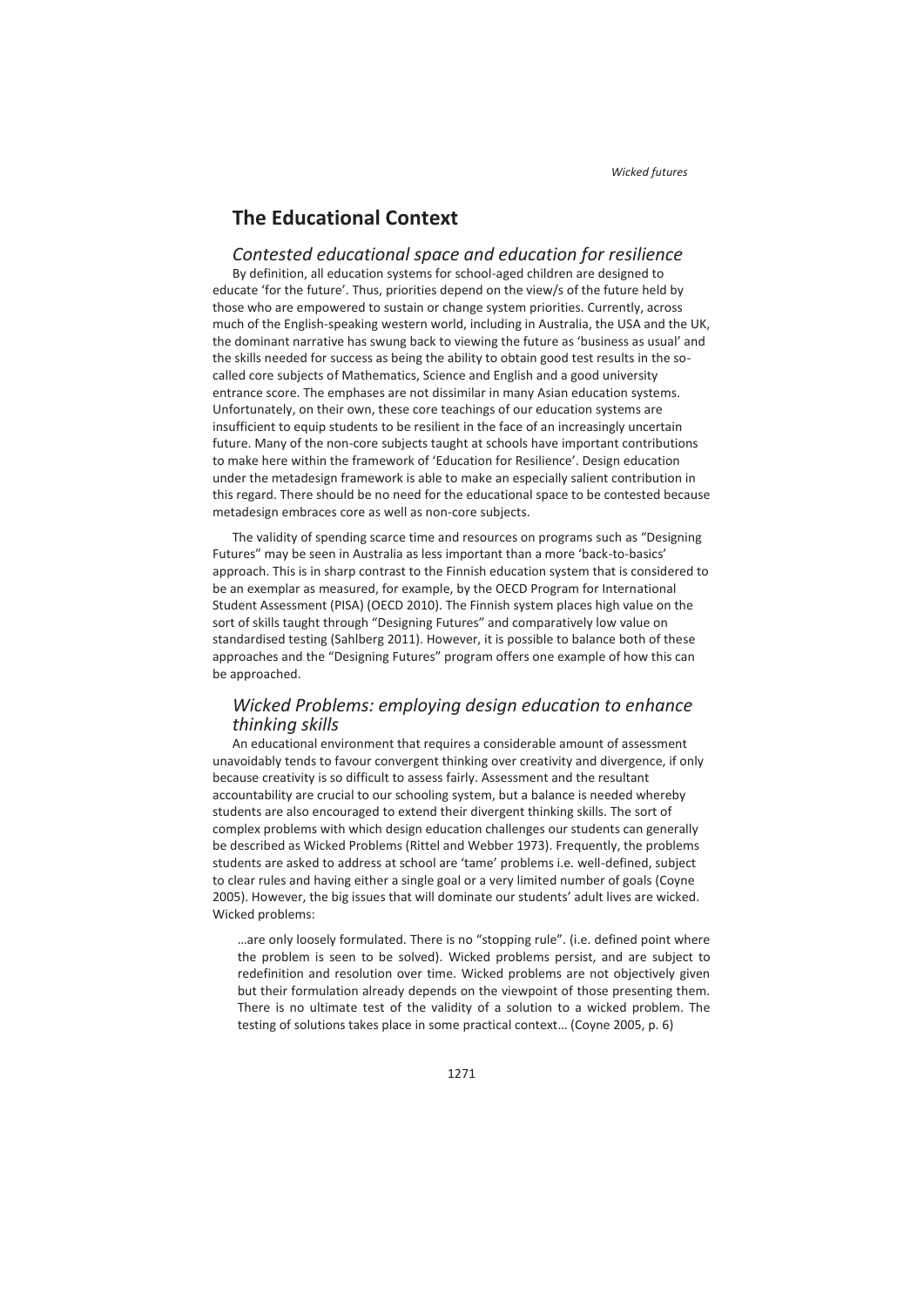## The Educational Context

### *Contested educational space and education for resilience*

By definition, all education systems for school-aged children are designed to educate 'for the future'. Thus, priorities depend on the view/s of the future held by those who are empowered to sustain or change system priorities. Currently, across much of the English-speaking western world, including in Australia, the USA and the UK, the dominant narrative has swung back to viewing the future as 'business as usual' and the skills needed for success as being the ability to obtain good test results in the so-called core subjects of Mathematics, Science and English and a good university entrance score. The emphases are not dissimilar in many Asian education systems. Unfortunately, on their own, these core teachings of our education systems are insufficient to equip students to be resilient in the face of an increasingly uncertain future. Many of the non-core subjects taught at schools have important contributions to make here within the framework of 'Education for Resilience'. Design education under the metadesign framework is able to make an especially salient contribution in this regard. There should be no need for the educational space to be contested because metadesign embraces core as well as non-core subjects.

The validity of spending scarce time and resources on programs such as "Designing Futures" may be seen in Australia as less important than a more 'back-to-basics' approach. This is in sharp contrast to the Finnish education system that is considered to be an exemplar as measured, for example, by the OECD Program for International Student Assessment (PISA) (OECD 2010). The Finnish system places high value on the sort of skills taught through "Designing Futures" and comparatively low value on standardised testing (Sahlberg 2011). However, it is possible to balance both of these approaches and the "Designing Futures" program offers one example of how this can be approached.

### *Wicked Problems: employing design education to enhance thinking skills*

An educational environment that requires a considerable amount of assessment unavoidably tends to favour convergent thinking over creativity and divergence, if only because creativity is so difficult to assess fairly. Assessment and the resultant accountability are crucial to our schooling system, but a balance is needed whereby students are also encouraged to extend their divergent thinking skills. The sort of complex problems with which design education challenges our students can generally be described as Wicked Problems (Rittel and Webber 1973). Frequently, the problems students are asked to address at school are 'tame' problems i.e. well-defined, subject to clear rules and having either a single goal or a very limited number of goals (Coyne 2005). However, the big issues that will dominate our students' adult lives are wicked. Wicked problems:

> …are only loosely formulated. There is no "stopping rule". (i.e. defined point where the problem is seen to be solved). Wicked problems persist, and are subject to redefinition and resolution over time. Wicked problems are not objectively given but their formulation already depends on the viewpoint of those presenting them. There is no ultimate test of the validity of a solution to a wicked problem. The testing of solutions takes place in some practical context… (Coyne 2005, p. 6)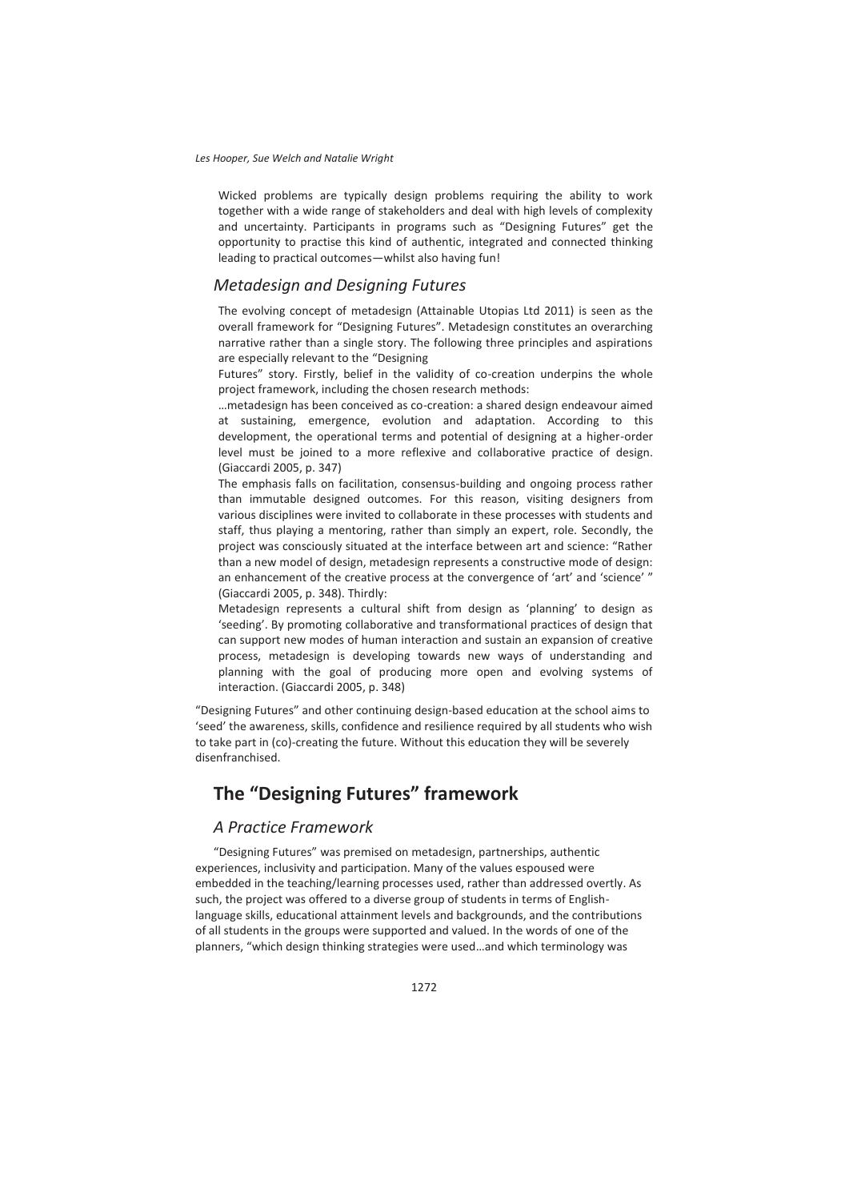Wicked problems are typically design problems requiring the ability to work together with a wide range of stakeholders and deal with high levels of complexity and uncertainty. Participants in programs such as "Designing Futures" get the opportunity to practise this kind of authentic, integrated and connected thinking leading to practical outcomes—whilst also having fun!

### *Metadesign and Designing Futures*

The evolving concept of metadesign (Attainable Utopias Ltd 2011) is seen as the overall framework for "Designing Futures". Metadesign constitutes an overarching narrative rather than a single story. The following three principles and aspirations are especially relevant to the "Designing Futures" story. Firstly, belief in the validity of co-creation underpins the whole project framework, including the chosen research methods:

> …metadesign has been conceived as co-creation: a shared design endeavour aimed at sustaining, emergence, evolution and adaptation. According to this development, the operational terms and potential of designing at a higher-order level must be joined to a more reflexive and collaborative practice of design. (Giaccardi 2005, p. 347)

The emphasis falls on facilitation, consensus-building and ongoing process rather than immutable designed outcomes. For this reason, visiting designers from various disciplines were invited to collaborate in these processes with students and staff, thus playing a mentoring, rather than simply an expert, role. Secondly, the project was consciously situated at the interface between art and science: "Rather than a new model of design, metadesign represents a constructive mode of design: an enhancement of the creative process at the convergence of 'art' and 'science' " (Giaccardi 2005, p. 348). Thirdly:

> Metadesign represents a cultural shift from design as 'planning' to design as 'seeding'. By promoting collaborative and transformational practices of design that can support new modes of human interaction and sustain an expansion of creative process, metadesign is developing towards new ways of understanding and planning with the goal of producing more open and evolving systems of interaction. (Giaccardi 2005, p. 348)

"Designing Futures" and other continuing design-based education at the school aims to 'seed' the awareness, skills, confidence and resilience required by all students who wish to take part in (co)-creating the future. Without this education they will be severely disenfranchised.

## The "Designing Futures" framework

### *A Practice Framework*

"Designing Futures" was premised on metadesign, partnerships, authentic experiences, inclusivity and participation. Many of the values espoused were embedded in the teaching/learning processes used, rather than addressed overtly. As such, the project was offered to a diverse group of students in terms of English-language skills, educational attainment levels and backgrounds, and the contributions of all students in the groups were supported and valued. In the words of one of the planners, "which design thinking strategies were used…and which terminology was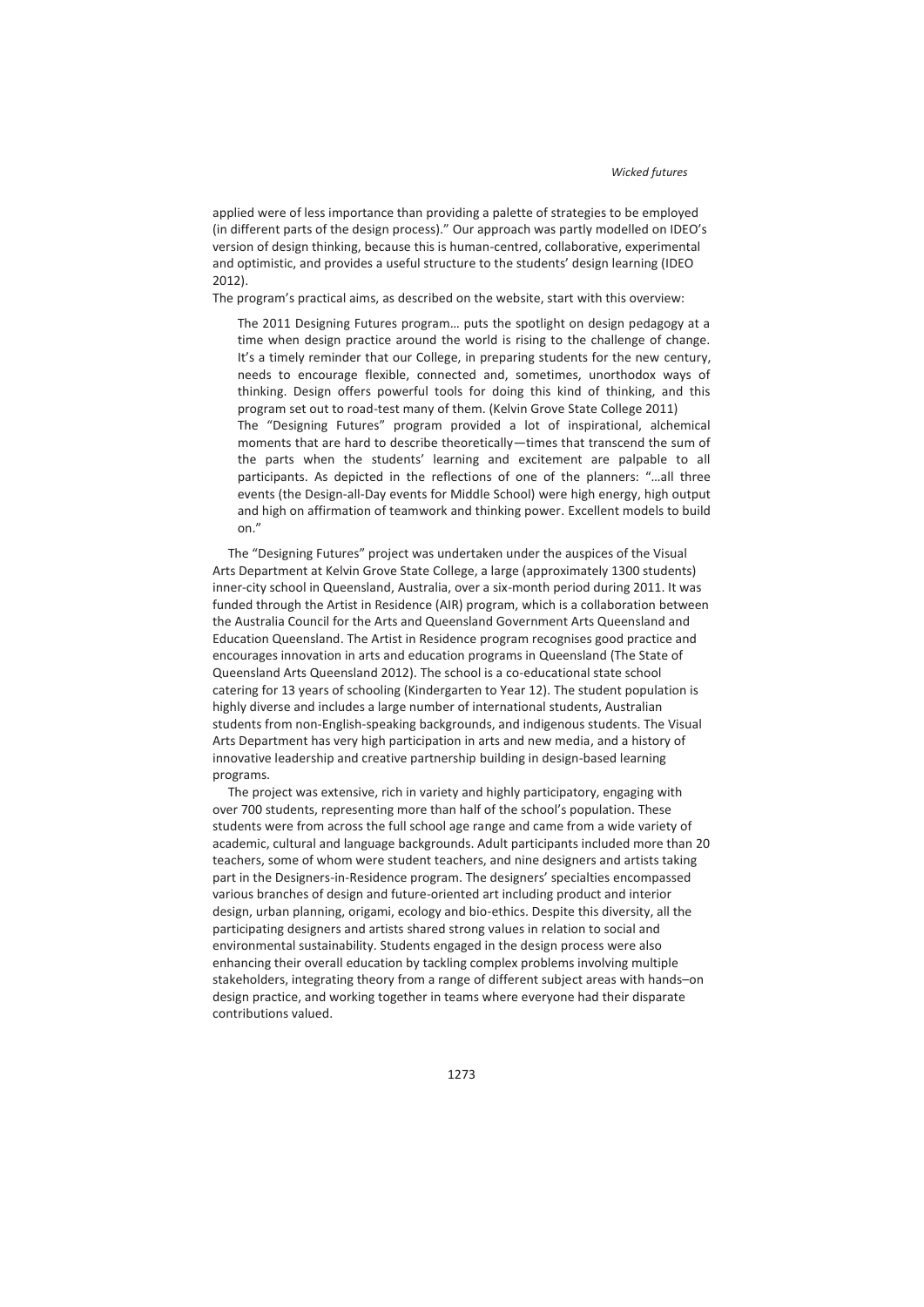applied were of less importance than providing a palette of strategies to be employed (in different parts of the design process)." Our approach was partly modelled on IDEO's version of design thinking, because this is human-centred, collaborative, experimental and optimistic, and provides a useful structure to the students' design learning (IDEO 2012).

The program's practical aims, as described on the website, start with this overview:

> The 2011 Designing Futures program… puts the spotlight on design pedagogy at a time when design practice around the world is rising to the challenge of change. It's a timely reminder that our College, in preparing students for the new century, needs to encourage flexible, connected and, sometimes, unorthodox ways of thinking. Design offers powerful tools for doing this kind of thinking, and this program set out to road-test many of them. (Kelvin Grove State College 2011)
>
> The "Designing Futures" program provided a lot of inspirational, alchemical moments that are hard to describe theoretically—times that transcend the sum of the parts when the students' learning and excitement are palpable to all participants. As depicted in the reflections of one of the planners: "…all three events (the Design-all-Day events for Middle School) were high energy, high output and high on affirmation of teamwork and thinking power. Excellent models to build on."

The "Designing Futures" project was undertaken under the auspices of the Visual Arts Department at Kelvin Grove State College, a large (approximately 1300 students) inner-city school in Queensland, Australia, over a six-month period during 2011. It was funded through the Artist in Residence (AIR) program, which is a collaboration between the Australia Council for the Arts and Queensland Government Arts Queensland and Education Queensland. The Artist in Residence program recognises good practice and encourages innovation in arts and education programs in Queensland (The State of Queensland Arts Queensland 2012). The school is a co-educational state school catering for 13 years of schooling (Kindergarten to Year 12). The student population is highly diverse and includes a large number of international students, Australian students from non-English-speaking backgrounds, and indigenous students. The Visual Arts Department has very high participation in arts and new media, and a history of innovative leadership and creative partnership building in design-based learning programs.

The project was extensive, rich in variety and highly participatory, engaging with over 700 students, representing more than half of the school's population. These students were from across the full school age range and came from a wide variety of academic, cultural and language backgrounds. Adult participants included more than 20 teachers, some of whom were student teachers, and nine designers and artists taking part in the Designers-in-Residence program. The designers' specialties encompassed various branches of design and future-oriented art including product and interior design, urban planning, origami, ecology and bio-ethics. Despite this diversity, all the participating designers and artists shared strong values in relation to social and environmental sustainability. Students engaged in the design process were also enhancing their overall education by tackling complex problems involving multiple stakeholders, integrating theory from a range of different subject areas with hands–on design practice, and working together in teams where everyone had their disparate contributions valued.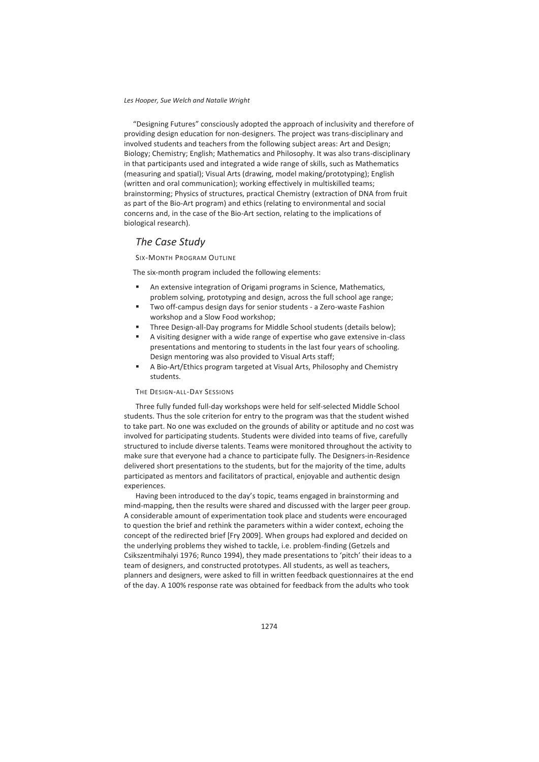"Designing Futures" consciously adopted the approach of inclusivity and therefore of providing design education for non-designers. The project was trans-disciplinary and involved students and teachers from the following subject areas: Art and Design; Biology; Chemistry; English; Mathematics and Philosophy. It was also trans-disciplinary in that participants used and integrated a wide range of skills, such as Mathematics (measuring and spatial); Visual Arts (drawing, model making/prototyping); English (written and oral communication); working effectively in multiskilled teams; brainstorming; Physics of structures, practical Chemistry (extraction of DNA from fruit as part of the Bio-Art program) and ethics (relating to environmental and social concerns and, in the case of the Bio-Art section, relating to the implications of biological research).

## *The Case Study*

#### SIX-MONTH PROGRAM OUTLINE

The six-month program included the following elements:

- An extensive integration of Origami programs in Science, Mathematics, problem solving, prototyping and design, across the full school age range;
- Two off-campus design days for senior students - a Zero-waste Fashion workshop and a Slow Food workshop;
- Three Design-all-Day programs for Middle School students (details below);
- A visiting designer with a wide range of expertise who gave extensive in-class presentations and mentoring to students in the last four years of schooling. Design mentoring was also provided to Visual Arts staff;
- A Bio-Art/Ethics program targeted at Visual Arts, Philosophy and Chemistry students.

#### THE DESIGN-ALL-DAY SESSIONS

Three fully funded full-day workshops were held for self-selected Middle School students. Thus the sole criterion for entry to the program was that the student wished to take part. No one was excluded on the grounds of ability or aptitude and no cost was involved for participating students. Students were divided into teams of five, carefully structured to include diverse talents. Teams were monitored throughout the activity to make sure that everyone had a chance to participate fully. The Designers-in-Residence delivered short presentations to the students, but for the majority of the time, adults participated as mentors and facilitators of practical, enjoyable and authentic design experiences.

Having been introduced to the day's topic, teams engaged in brainstorming and mind-mapping, then the results were shared and discussed with the larger peer group. A considerable amount of experimentation took place and students were encouraged to question the brief and rethink the parameters within a wider context, echoing the concept of the redirected brief [Fry 2009]. When groups had explored and decided on the underlying problems they wished to tackle, i.e. problem-finding (Getzels and Csikszentmihalyi 1976; Runco 1994), they made presentations to 'pitch' their ideas to a team of designers, and constructed prototypes. All students, as well as teachers, planners and designers, were asked to fill in written feedback questionnaires at the end of the day. A 100% response rate was obtained for feedback from the adults who took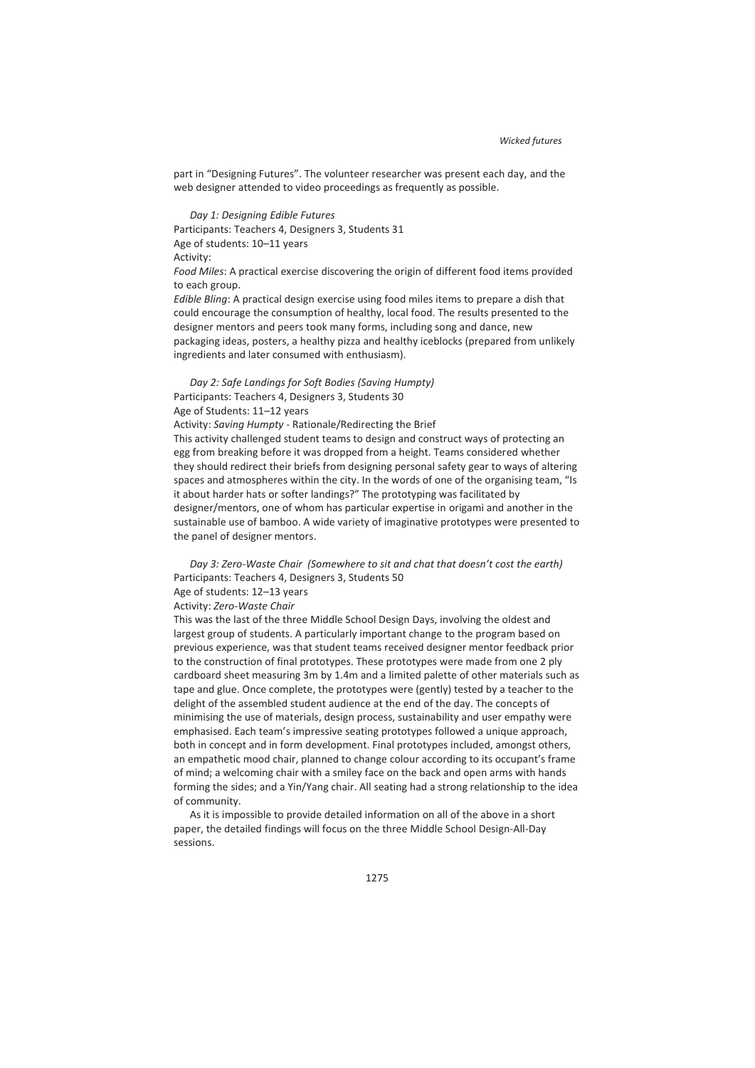part in "Designing Futures". The volunteer researcher was present each day, and the web designer attended to video proceedings as frequently as possible.

*Day 1: Designing Edible Futures*

Participants: Teachers 4, Designers 3, Students 31
Age of students: 10–11 years
Activity:

*Food Miles*: A practical exercise discovering the origin of different food items provided to each group.

*Edible Bling*: A practical design exercise using food miles items to prepare a dish that could encourage the consumption of healthy, local food. The results presented to the designer mentors and peers took many forms, including song and dance, new packaging ideas, posters, a healthy pizza and healthy iceblocks (prepared from unlikely ingredients and later consumed with enthusiasm).

*Day 2: Safe Landings for Soft Bodies (Saving Humpty)*

Participants: Teachers 4, Designers 3, Students 30
Age of Students: 11–12 years
Activity: *Saving Humpty* - Rationale/Redirecting the Brief

This activity challenged student teams to design and construct ways of protecting an egg from breaking before it was dropped from a height. Teams considered whether they should redirect their briefs from designing personal safety gear to ways of altering spaces and atmospheres within the city. In the words of one of the organising team, "Is it about harder hats or softer landings?" The prototyping was facilitated by designer/mentors, one of whom has particular expertise in origami and another in the sustainable use of bamboo. A wide variety of imaginative prototypes were presented to the panel of designer mentors.

*Day 3: Zero-Waste Chair (Somewhere to sit and chat that doesn't cost the earth)*

Participants: Teachers 4, Designers 3, Students 50
Age of students: 12–13 years
Activity: *Zero-Waste Chair*

This was the last of the three Middle School Design Days, involving the oldest and largest group of students. A particularly important change to the program based on previous experience, was that student teams received designer mentor feedback prior to the construction of final prototypes. These prototypes were made from one 2 ply cardboard sheet measuring 3m by 1.4m and a limited palette of other materials such as tape and glue. Once complete, the prototypes were (gently) tested by a teacher to the delight of the assembled student audience at the end of the day. The concepts of minimising the use of materials, design process, sustainability and user empathy were emphasised. Each team's impressive seating prototypes followed a unique approach, both in concept and in form development. Final prototypes included, amongst others, an empathetic mood chair, planned to change colour according to its occupant's frame of mind; a welcoming chair with a smiley face on the back and open arms with hands forming the sides; and a Yin/Yang chair. All seating had a strong relationship to the idea of community.

As it is impossible to provide detailed information on all of the above in a short paper, the detailed findings will focus on the three Middle School Design-All-Day sessions.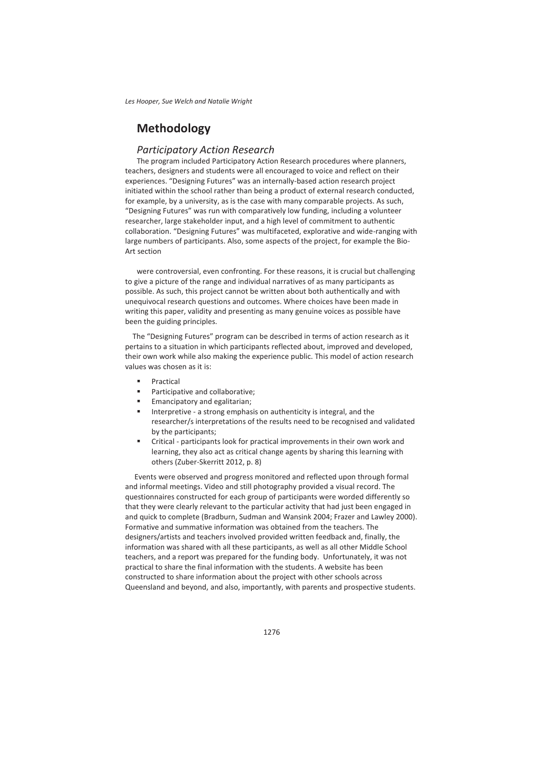## Methodology

### *Participatory Action Research*

The program included Participatory Action Research procedures where planners, teachers, designers and students were all encouraged to voice and reflect on their experiences. "Designing Futures" was an internally-based action research project initiated within the school rather than being a product of external research conducted, for example, by a university, as is the case with many comparable projects. As such, "Designing Futures" was run with comparatively low funding, including a volunteer researcher, large stakeholder input, and a high level of commitment to authentic collaboration. "Designing Futures" was multifaceted, explorative and wide-ranging with large numbers of participants. Also, some aspects of the project, for example the Bio-Art section

were controversial, even confronting. For these reasons, it is crucial but challenging to give a picture of the range and individual narratives of as many participants as possible. As such, this project cannot be written about both authentically and with unequivocal research questions and outcomes. Where choices have been made in writing this paper, validity and presenting as many genuine voices as possible have been the guiding principles.

The "Designing Futures" program can be described in terms of action research as it pertains to a situation in which participants reflected about, improved and developed, their own work while also making the experience public. This model of action research values was chosen as it is:

- Practical
- Participative and collaborative;
- Emancipatory and egalitarian;
- Interpretive - a strong emphasis on authenticity is integral, and the researcher/s interpretations of the results need to be recognised and validated by the participants;
- Critical - participants look for practical improvements in their own work and learning, they also act as critical change agents by sharing this learning with others (Zuber-Skerritt 2012, p. 8)

Events were observed and progress monitored and reflected upon through formal and informal meetings. Video and still photography provided a visual record. The questionnaires constructed for each group of participants were worded differently so that they were clearly relevant to the particular activity that had just been engaged in and quick to complete (Bradburn, Sudman and Wansink 2004; Frazer and Lawley 2000). Formative and summative information was obtained from the teachers. The designers/artists and teachers involved provided written feedback and, finally, the information was shared with all these participants, as well as all other Middle School teachers, and a report was prepared for the funding body. Unfortunately, it was not practical to share the final information with the students. A website has been constructed to share information about the project with other schools across Queensland and beyond, and also, importantly, with parents and prospective students.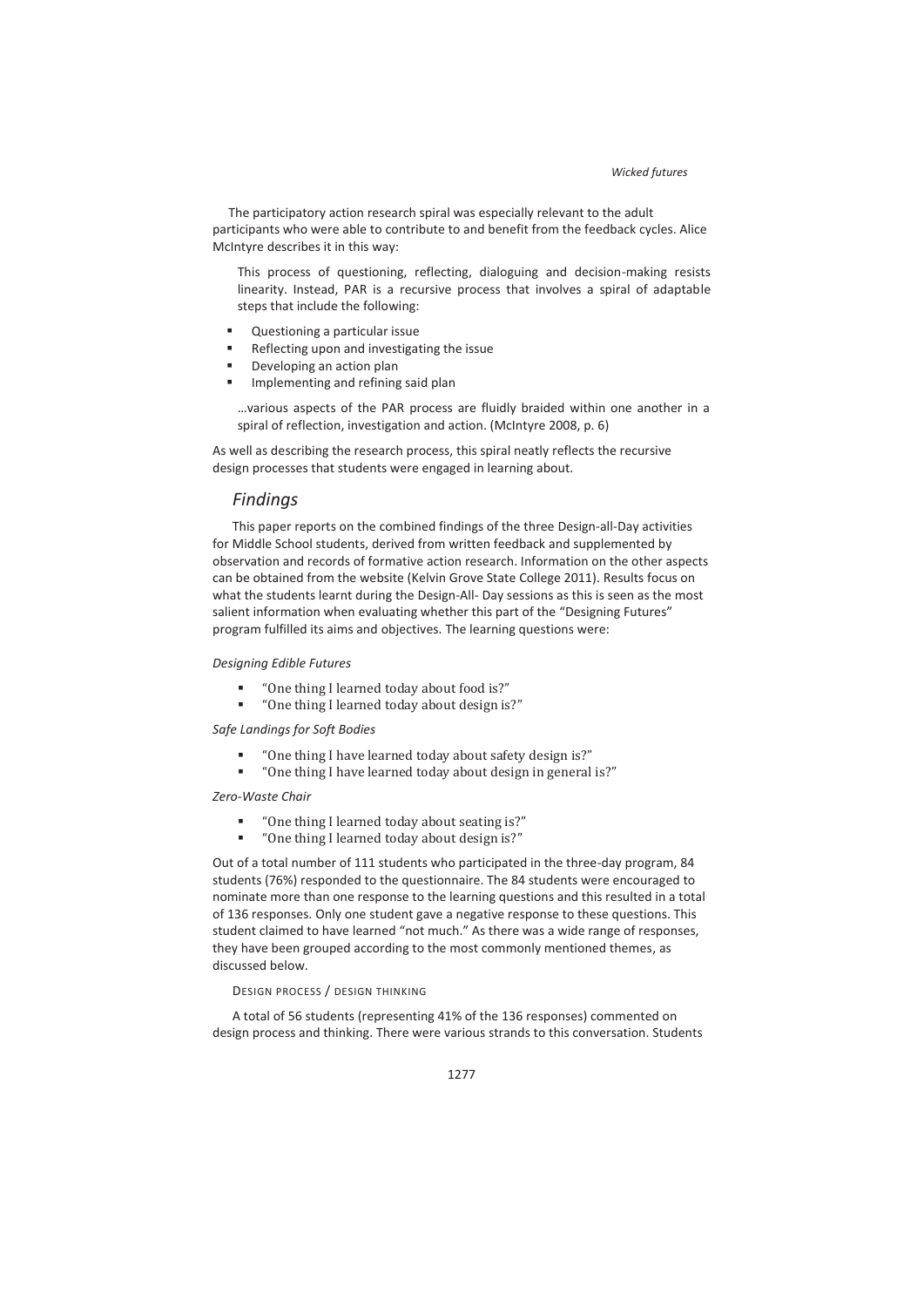The participatory action research spiral was especially relevant to the adult participants who were able to contribute to and benefit from the feedback cycles. Alice McIntyre describes it in this way:

> This process of questioning, reflecting, dialoguing and decision-making resists linearity. Instead, PAR is a recursive process that involves a spiral of adaptable steps that include the following:
>
> - Questioning a particular issue
> - Reflecting upon and investigating the issue
> - Developing an action plan
> - Implementing and refining said plan
>
> …various aspects of the PAR process are fluidly braided within one another in a spiral of reflection, investigation and action. (McIntyre 2008, p. 6)

As well as describing the research process, this spiral neatly reflects the recursive design processes that students were engaged in learning about.

## *Findings*

This paper reports on the combined findings of the three Design-all-Day activities for Middle School students, derived from written feedback and supplemented by observation and records of formative action research. Information on the other aspects can be obtained from the website (Kelvin Grove State College 2011). Results focus on what the students learnt during the Design-All- Day sessions as this is seen as the most salient information when evaluating whether this part of the "Designing Futures" program fulfilled its aims and objectives. The learning questions were:

*Designing Edible Futures*

- "One thing I learned today about food is?"
- "One thing I learned today about design is?"

*Safe Landings for Soft Bodies*

- "One thing I have learned today about safety design is?"
- "One thing I have learned today about design in general is?"

*Zero-Waste Chair*

- "One thing I learned today about seating is?"
- "One thing I learned today about design is?"

Out of a total number of 111 students who participated in the three-day program, 84 students (76%) responded to the questionnaire. The 84 students were encouraged to nominate more than one response to the learning questions and this resulted in a total of 136 responses. Only one student gave a negative response to these questions. This student claimed to have learned "not much." As there was a wide range of responses, they have been grouped according to the most commonly mentioned themes, as discussed below.

#### DESIGN PROCESS / DESIGN THINKING

A total of 56 students (representing 41% of the 136 responses) commented on design process and thinking. There were various strands to this conversation. Students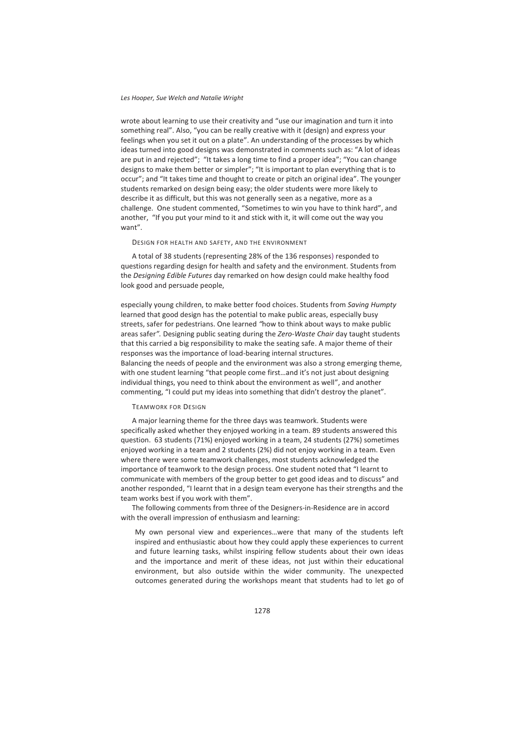wrote about learning to use their creativity and "use our imagination and turn it into something real". Also, "you can be really creative with it (design) and express your feelings when you set it out on a plate". An understanding of the processes by which ideas turned into good designs was demonstrated in comments such as: "A lot of ideas are put in and rejected"; "It takes a long time to find a proper idea"; "You can change designs to make them better or simpler"; "It is important to plan everything that is to occur"; and "It takes time and thought to create or pitch an original idea". The younger students remarked on design being easy; the older students were more likely to describe it as difficult, but this was not generally seen as a negative, more as a challenge. One student commented, "Sometimes to win you have to think hard", and another, "If you put your mind to it and stick with it, it will come out the way you want".

### Design for health and safety, and the environment

A total of 38 students (representing 28% of the 136 responses) responded to questions regarding design for health and safety and the environment. Students from the *Designing Edible Futures* day remarked on how design could make healthy food look good and persuade people,

especially young children, to make better food choices. Students from *Saving Humpty* learned that good design has the potential to make public areas, especially busy streets, safer for pedestrians. One learned *"*how to think about ways to make public areas safer*".* Designing public seating during the *Zero-Waste Chair* day taught students that this carried a big responsibility to make the seating safe. A major theme of their responses was the importance of load-bearing internal structures.
Balancing the needs of people and the environment was also a strong emerging theme, with one student learning "that people come first…and it's not just about designing individual things, you need to think about the environment as well", and another commenting, "I could put my ideas into something that didn't destroy the planet".

### Teamwork for Design

A major learning theme for the three days was teamwork. Students were specifically asked whether they enjoyed working in a team. 89 students answered this question. 63 students (71%) enjoyed working in a team, 24 students (27%) sometimes enjoyed working in a team and 2 students (2%) did not enjoy working in a team. Even where there were some teamwork challenges, most students acknowledged the importance of teamwork to the design process. One student noted that "I learnt to communicate with members of the group better to get good ideas and to discuss" and another responded, "I learnt that in a design team everyone has their strengths and the team works best if you work with them".

The following comments from three of the Designers-in-Residence are in accord with the overall impression of enthusiasm and learning:

> My own personal view and experiences…were that many of the students left inspired and enthusiastic about how they could apply these experiences to current and future learning tasks, whilst inspiring fellow students about their own ideas and the importance and merit of these ideas, not just within their educational environment, but also outside within the wider community. The unexpected outcomes generated during the workshops meant that students had to let go of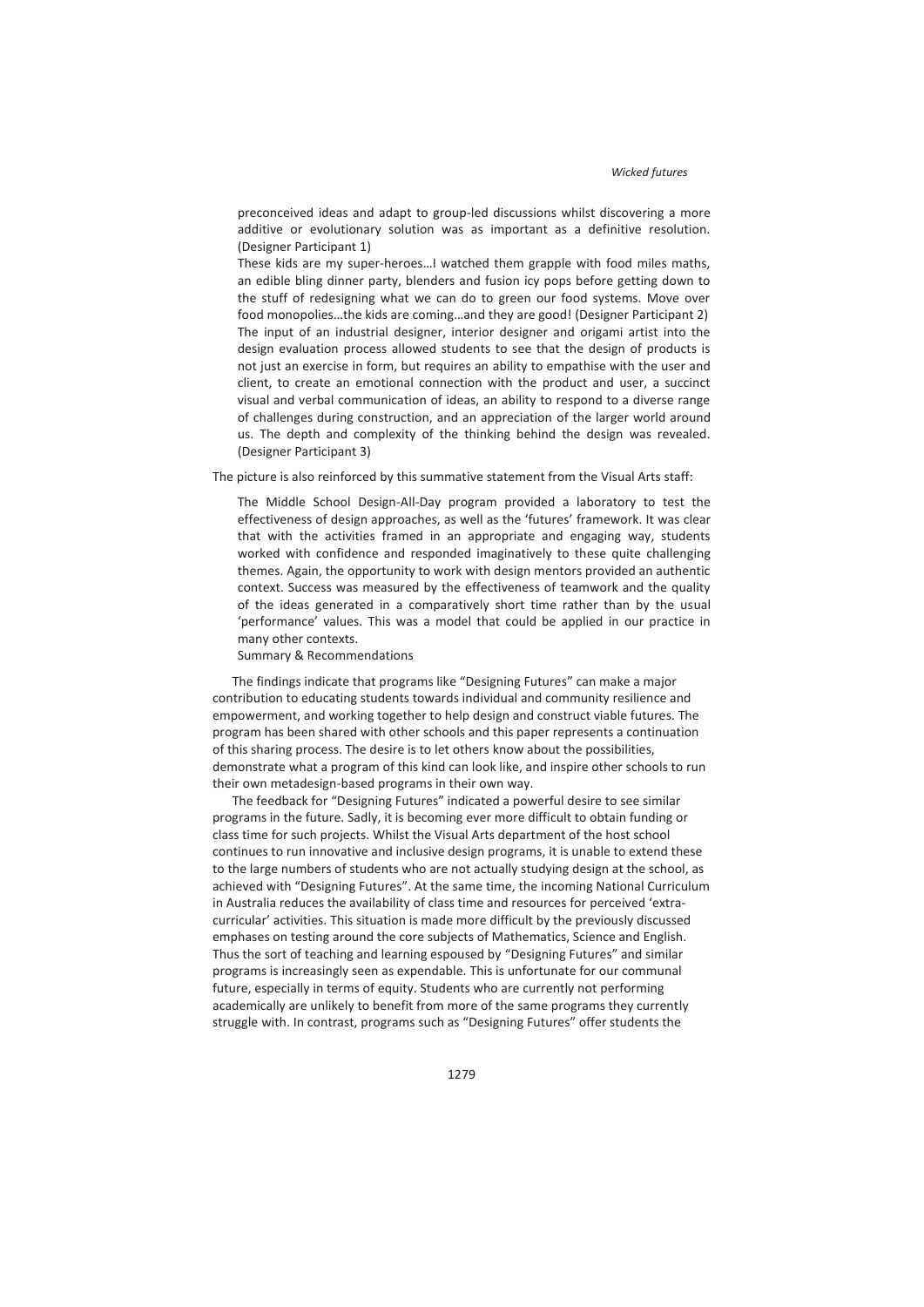> preconceived ideas and adapt to group-led discussions whilst discovering a more additive or evolutionary solution was as important as a definitive resolution. (Designer Participant 1)
>
> These kids are my super-heroes…I watched them grapple with food miles maths, an edible bling dinner party, blenders and fusion icy pops before getting down to the stuff of redesigning what we can do to green our food systems. Move over food monopolies…the kids are coming…and they are good! (Designer Participant 2)
>
> The input of an industrial designer, interior designer and origami artist into the design evaluation process allowed students to see that the design of products is not just an exercise in form, but requires an ability to empathise with the user and client, to create an emotional connection with the product and user, a succinct visual and verbal communication of ideas, an ability to respond to a diverse range of challenges during construction, and an appreciation of the larger world around us. The depth and complexity of the thinking behind the design was revealed. (Designer Participant 3)

The picture is also reinforced by this summative statement from the Visual Arts staff:

> The Middle School Design-All-Day program provided a laboratory to test the effectiveness of design approaches, as well as the 'futures' framework. It was clear that with the activities framed in an appropriate and engaging way, students worked with confidence and responded imaginatively to these quite challenging themes. Again, the opportunity to work with design mentors provided an authentic context. Success was measured by the effectiveness of teamwork and the quality of the ideas generated in a comparatively short time rather than by the usual 'performance' values. This was a model that could be applied in our practice in many other contexts.

## Summary & Recommendations

The findings indicate that programs like "Designing Futures" can make a major contribution to educating students towards individual and community resilience and empowerment, and working together to help design and construct viable futures. The program has been shared with other schools and this paper represents a continuation of this sharing process. The desire is to let others know about the possibilities, demonstrate what a program of this kind can look like, and inspire other schools to run their own metadesign-based programs in their own way.

The feedback for "Designing Futures" indicated a powerful desire to see similar programs in the future. Sadly, it is becoming ever more difficult to obtain funding or class time for such projects. Whilst the Visual Arts department of the host school continues to run innovative and inclusive design programs, it is unable to extend these to the large numbers of students who are not actually studying design at the school, as achieved with "Designing Futures". At the same time, the incoming National Curriculum in Australia reduces the availability of class time and resources for perceived 'extra-curricular' activities. This situation is made more difficult by the previously discussed emphases on testing around the core subjects of Mathematics, Science and English. Thus the sort of teaching and learning espoused by "Designing Futures" and similar programs is increasingly seen as expendable. This is unfortunate for our communal future, especially in terms of equity. Students who are currently not performing academically are unlikely to benefit from more of the same programs they currently struggle with. In contrast, programs such as "Designing Futures" offer students the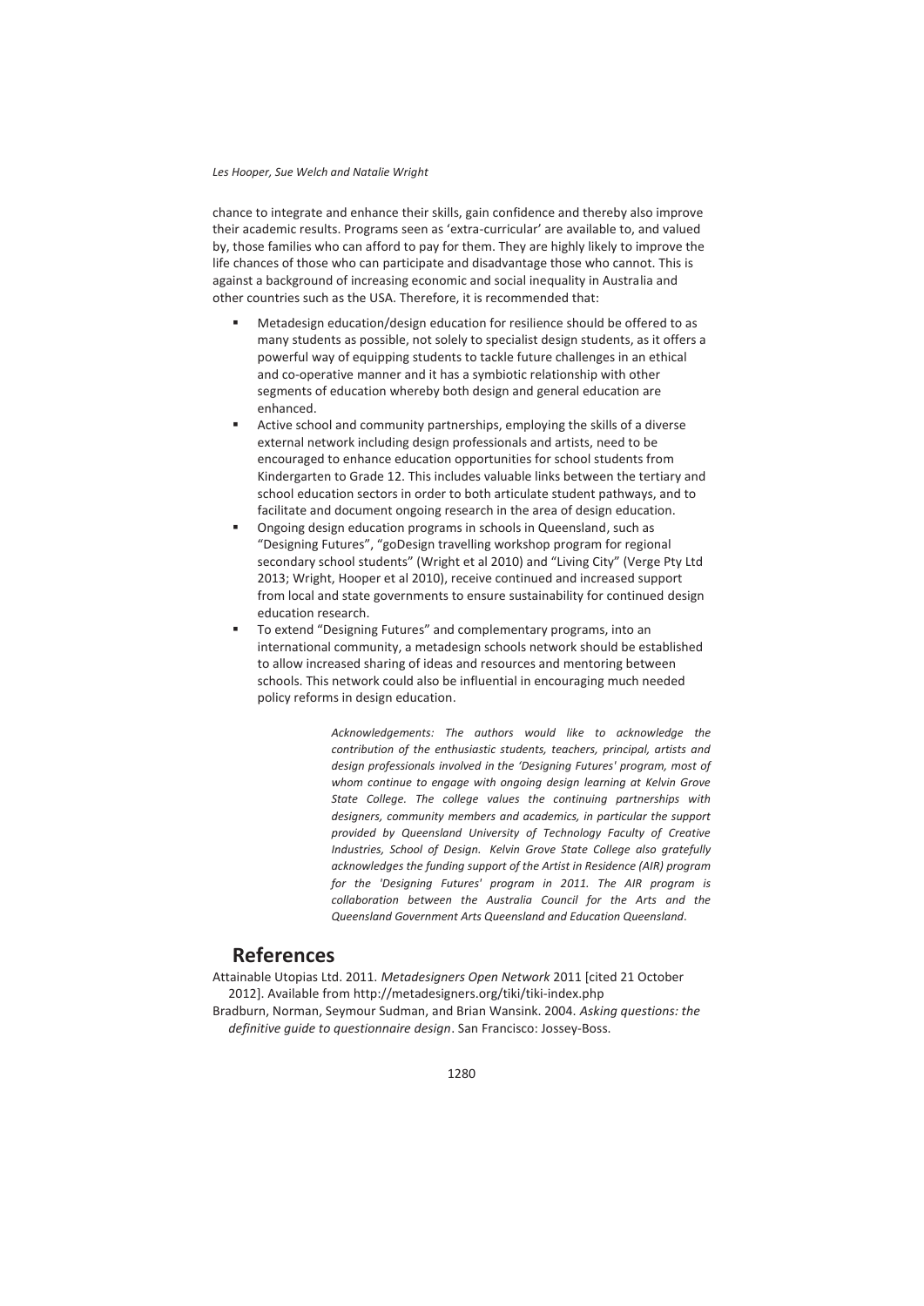chance to integrate and enhance their skills, gain confidence and thereby also improve their academic results. Programs seen as 'extra-curricular' are available to, and valued by, those families who can afford to pay for them. They are highly likely to improve the life chances of those who can participate and disadvantage those who cannot. This is against a background of increasing economic and social inequality in Australia and other countries such as the USA. Therefore, it is recommended that:

- Metadesign education/design education for resilience should be offered to as many students as possible, not solely to specialist design students, as it offers a powerful way of equipping students to tackle future challenges in an ethical and co-operative manner and it has a symbiotic relationship with other segments of education whereby both design and general education are enhanced.
- Active school and community partnerships, employing the skills of a diverse external network including design professionals and artists, need to be encouraged to enhance education opportunities for school students from Kindergarten to Grade 12. This includes valuable links between the tertiary and school education sectors in order to both articulate student pathways, and to facilitate and document ongoing research in the area of design education.
- Ongoing design education programs in schools in Queensland, such as "Designing Futures", "goDesign travelling workshop program for regional secondary school students" (Wright et al 2010) and "Living City" (Verge Pty Ltd 2013; Wright, Hooper et al 2010), receive continued and increased support from local and state governments to ensure sustainability for continued design education research.
- To extend "Designing Futures" and complementary programs, into an international community, a metadesign schools network should be established to allow increased sharing of ideas and resources and mentoring between schools. This network could also be influential in encouraging much needed policy reforms in design education.

*Acknowledgements: The authors would like to acknowledge the contribution of the enthusiastic students, teachers, principal, artists and design professionals involved in the 'Designing Futures' program, most of whom continue to engage with ongoing design learning at Kelvin Grove State College. The college values the continuing partnerships with designers, community members and academics, in particular the support provided by Queensland University of Technology Faculty of Creative Industries, School of Design. Kelvin Grove State College also gratefully acknowledges the funding support of the Artist in Residence (AIR) program for the 'Designing Futures' program in 2011. The AIR program is collaboration between the Australia Council for the Arts and the Queensland Government Arts Queensland and Education Queensland.*

## References

Attainable Utopias Ltd. 2011. *Metadesigners Open Network* 2011 [cited 21 October 2012]. Available from http://metadesigners.org/tiki/tiki-index.php

Bradburn, Norman, Seymour Sudman, and Brian Wansink. 2004. *Asking questions: the definitive guide to questionnaire design*. San Francisco: Jossey-Boss.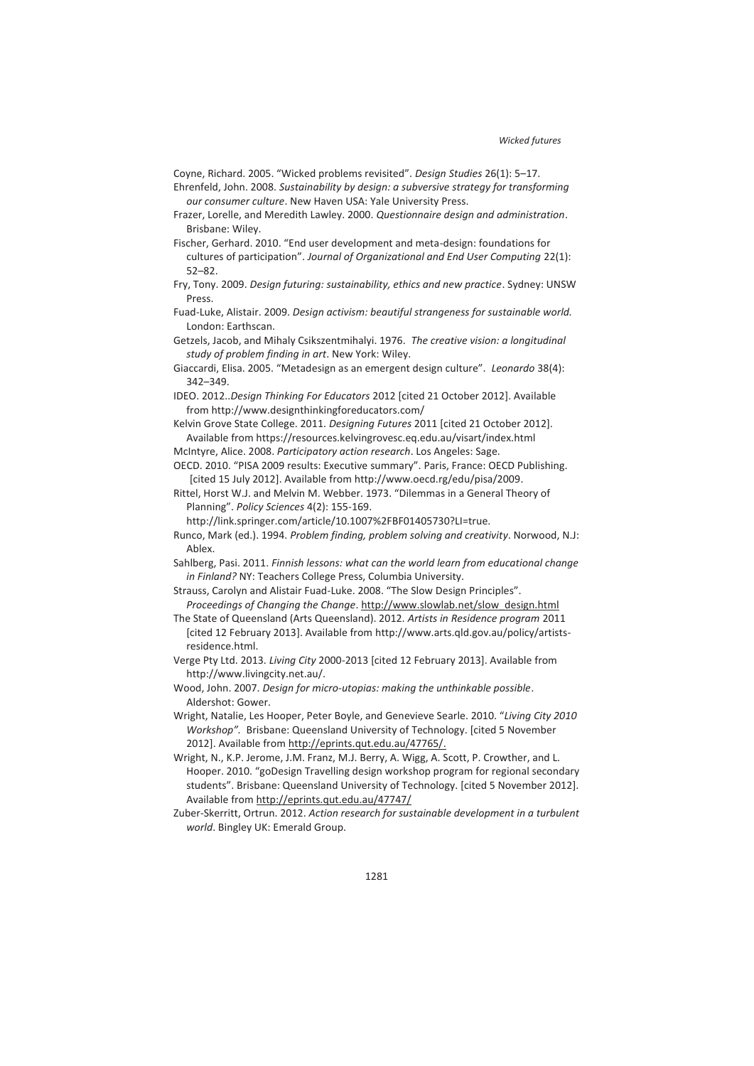Coyne, Richard. 2005. "Wicked problems revisited". *Design Studies* 26(1): 5–17.

Ehrenfeld, John. 2008. *Sustainability by design: a subversive strategy for transforming our consumer culture*. New Haven USA: Yale University Press.

Frazer, Lorelle, and Meredith Lawley. 2000. *Questionnaire design and administration*. Brisbane: Wiley.

Fischer, Gerhard. 2010. "End user development and meta-design: foundations for cultures of participation". *Journal of Organizational and End User Computing* 22(1): 52–82.

Fry, Tony. 2009. *Design futuring: sustainability, ethics and new practice*. Sydney: UNSW Press.

Fuad-Luke, Alistair. 2009. *Design activism: beautiful strangeness for sustainable world.* London: Earthscan.

Getzels, Jacob, and Mihaly Csikszentmihalyi. 1976. *The creative vision: a longitudinal study of problem finding in art*. New York: Wiley.

Giaccardi, Elisa. 2005. "Metadesign as an emergent design culture". *Leonardo* 38(4): 342–349.

IDEO. 2012..*Design Thinking For Educators* 2012 [cited 21 October 2012]. Available from http://www.designthinkingforeducators.com/

Kelvin Grove State College. 2011. *Designing Futures* 2011 [cited 21 October 2012]. Available from https://resources.kelvingrovesc.eq.edu.au/visart/index.html

McIntyre, Alice. 2008. *Participatory action research*. Los Angeles: Sage.

OECD. 2010. "PISA 2009 results: Executive summary". Paris, France: OECD Publishing. [cited 15 July 2012]. Available from http://www.oecd.rg/edu/pisa/2009.

Rittel, Horst W.J. and Melvin M. Webber. 1973. "Dilemmas in a General Theory of Planning". *Policy Sciences* 4(2): 155-169. http://link.springer.com/article/10.1007%2FBF01405730?LI=true.

Runco, Mark (ed.). 1994. *Problem finding, problem solving and creativity*. Norwood, N.J: Ablex.

Sahlberg, Pasi. 2011. *Finnish lessons: what can the world learn from educational change in Finland?* NY: Teachers College Press, Columbia University.

Strauss, Carolyn and Alistair Fuad-Luke. 2008. "The Slow Design Principles". *Proceedings of Changing the Change*. http://www.slowlab.net/slow_design.html

The State of Queensland (Arts Queensland). 2012. *Artists in Residence program* 2011 [cited 12 February 2013]. Available from http://www.arts.qld.gov.au/policy/artists-residence.html.

Verge Pty Ltd. 2013. *Living City* 2000-2013 [cited 12 February 2013]. Available from http://www.livingcity.net.au/.

Wood, John. 2007. *Design for micro-utopias: making the unthinkable possible*. Aldershot: Gower.

Wright, Natalie, Les Hooper, Peter Boyle, and Genevieve Searle. 2010. "*Living City 2010 Workshop".* Brisbane: Queensland University of Technology. [cited 5 November 2012]. Available from http://eprints.qut.edu.au/47765/.

Wright, N., K.P. Jerome, J.M. Franz, M.J. Berry, A. Wigg, A. Scott, P. Crowther, and L. Hooper. 2010. "goDesign Travelling design workshop program for regional secondary students". Brisbane: Queensland University of Technology. [cited 5 November 2012]. Available from http://eprints.qut.edu.au/47747/

Zuber-Skerritt, Ortrun. 2012. *Action research for sustainable development in a turbulent world*. Bingley UK: Emerald Group.